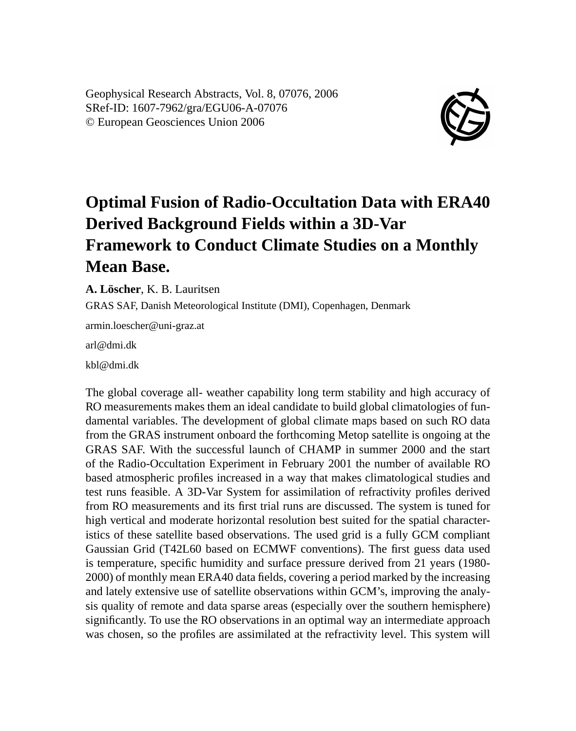Geophysical Research Abstracts, Vol. 8, 07076, 2006
SRef-ID: 1607-7962/gra/EGU06-A-07076
© European Geosciences Union 2006

# Optimal Fusion of Radio-Occultation Data with ERA40 Derived Background Fields within a 3D-Var Framework to Conduct Climate Studies on a Monthly Mean Base.

**A. Löscher**, K. B. Lauritsen

GRAS SAF, Danish Meteorological Institute (DMI), Copenhagen, Denmark

armin.loescher@uni-graz.at

arl@dmi.dk

kbl@dmi.dk

The global coverage all- weather capability long term stability and high accuracy of RO measurements makes them an ideal candidate to build global climatologies of fundamental variables. The development of global climate maps based on such RO data from the GRAS instrument onboard the forthcoming Metop satellite is ongoing at the GRAS SAF. With the successful launch of CHAMP in summer 2000 and the start of the Radio-Occultation Experiment in February 2001 the number of available RO based atmospheric profiles increased in a way that makes climatological studies and test runs feasible. A 3D-Var System for assimilation of refractivity profiles derived from RO measurements and its first trial runs are discussed. The system is tuned for high vertical and moderate horizontal resolution best suited for the spatial characteristics of these satellite based observations. The used grid is a fully GCM compliant Gaussian Grid (T42L60 based on ECMWF conventions). The first guess data used is temperature, specific humidity and surface pressure derived from 21 years (1980-2000) of monthly mean ERA40 data fields, covering a period marked by the increasing and lately extensive use of satellite observations within GCM's, improving the analysis quality of remote and data sparse areas (especially over the southern hemisphere) significantly. To use the RO observations in an optimal way an intermediate approach was chosen, so the profiles are assimilated at the refractivity level. This system will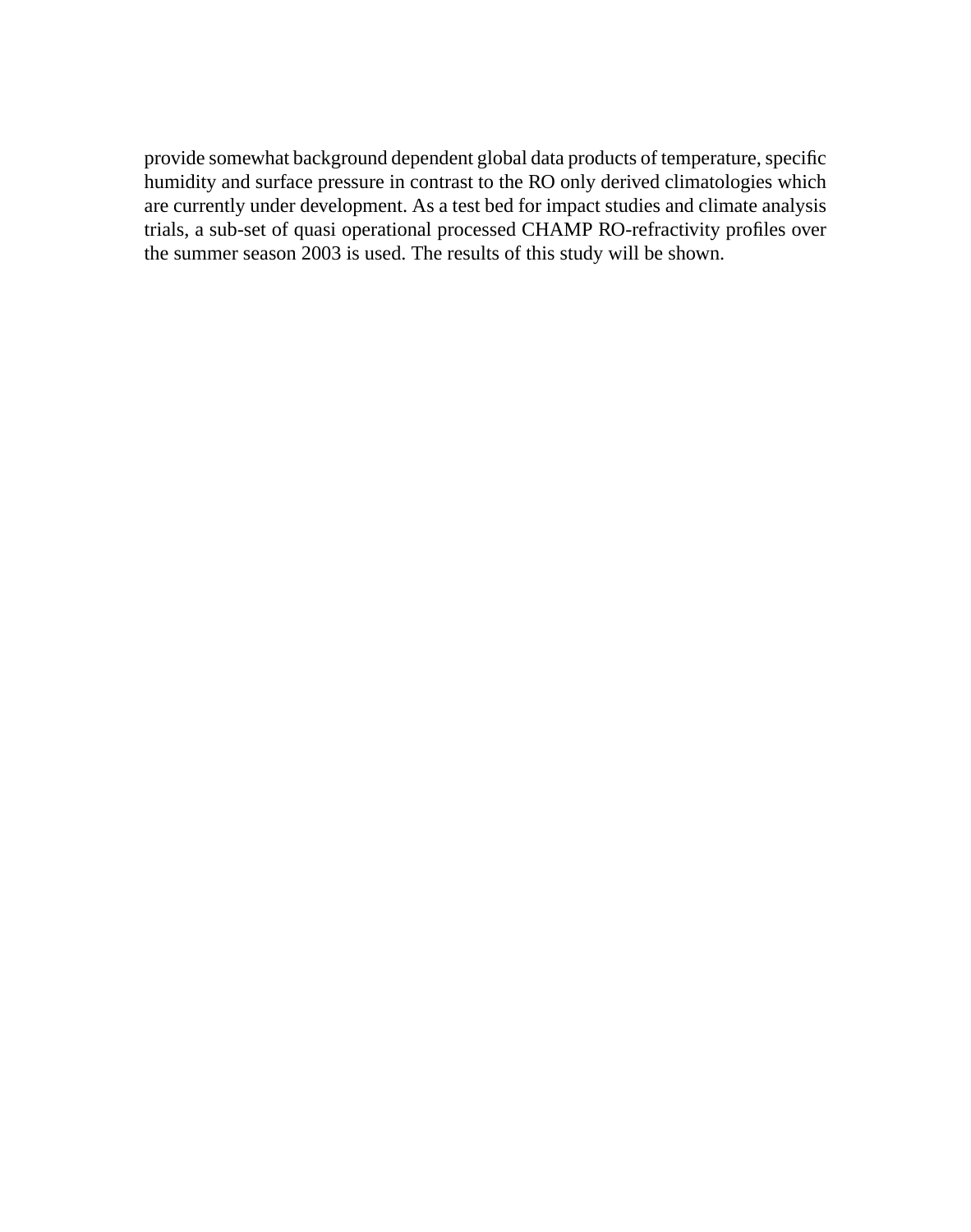provide somewhat background dependent global data products of temperature, specific humidity and surface pressure in contrast to the RO only derived climatologies which are currently under development. As a test bed for impact studies and climate analysis trials, a sub-set of quasi operational processed CHAMP RO-refractivity profiles over the summer season 2003 is used. The results of this study will be shown.